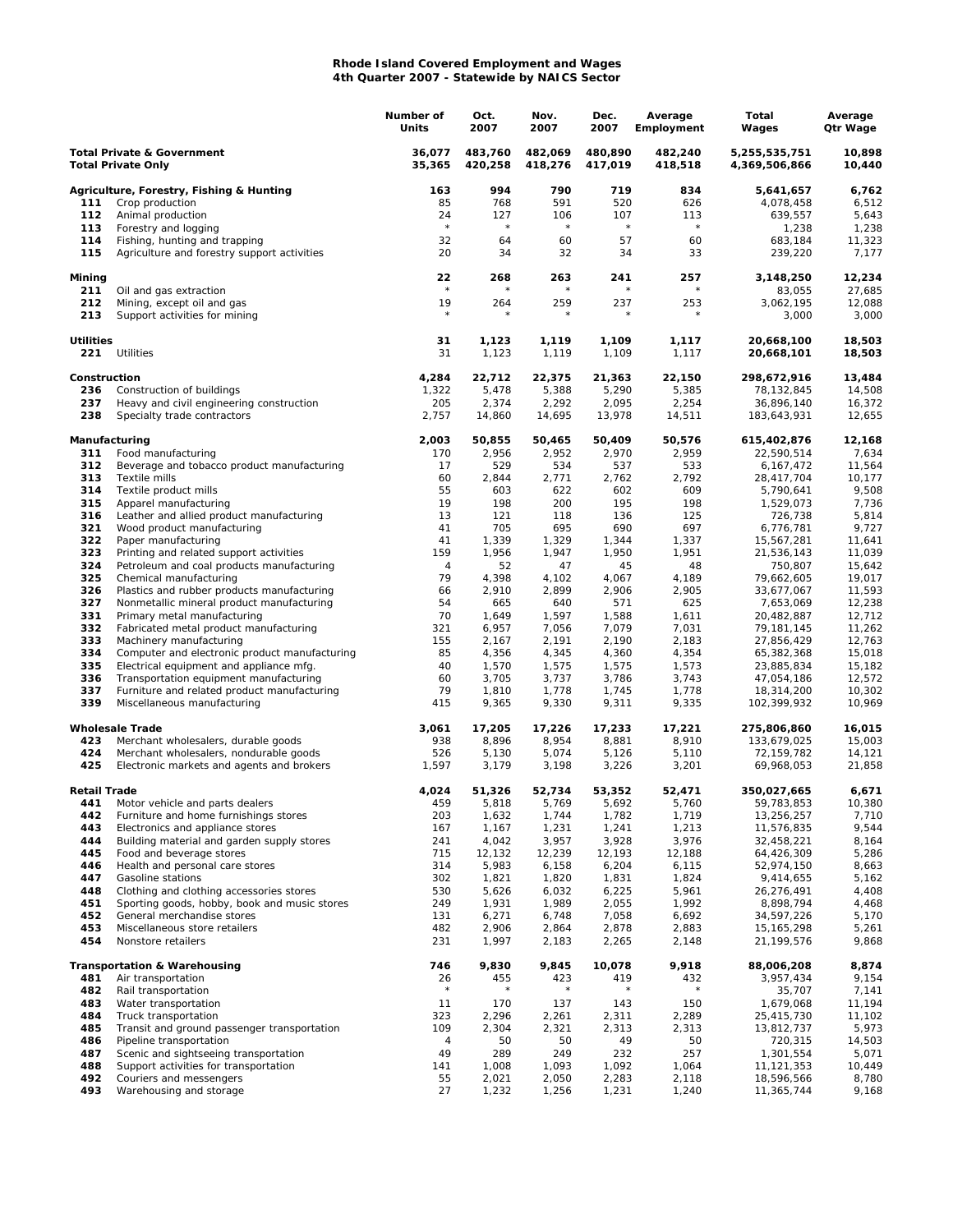# Rhode Island Covered Employment and Wages
## 4th Quarter 2007 - Statewide by NAICS Sector

| | | Number of Units | Oct. 2007 | Nov. 2007 | Dec. 2007 | Average Employment | Total Wages | Average Qtr Wage |
|---|---|---|---|---|---|---|---|---|
| **Total Private & Government** | | **36,077** | **483,760** | **482,069** | **480,890** | **482,240** | **5,255,535,751** | **10,898** |
| **Total Private Only** | | **35,365** | **420,258** | **418,276** | **417,019** | **418,518** | **4,369,506,866** | **10,440** |
| **Agriculture, Forestry, Fishing & Hunting** | | **163** | **994** | **790** | **719** | **834** | **5,641,657** | **6,762** |
| 111 | Crop production | 85 | 768 | 591 | 520 | 626 | 4,078,458 | 6,512 |
| 112 | Animal production | 24 | 127 | 106 | 107 | 113 | 639,557 | 5,643 |
| 113 | Forestry and logging | * | * | * | * | * | 1,238 | 1,238 |
| 114 | Fishing, hunting and trapping | 32 | 64 | 60 | 57 | 60 | 683,184 | 11,323 |
| 115 | Agriculture and forestry support activities | 20 | 34 | 32 | 34 | 33 | 239,220 | 7,177 |
| **Mining** | | **22** | **268** | **263** | **241** | **257** | **3,148,250** | **12,234** |
| 211 | Oil and gas extraction | * | * | * | * | * | 83,055 | 27,685 |
| 212 | Mining, except oil and gas | 19 | 264 | 259 | 237 | 253 | 3,062,195 | 12,088 |
| 213 | Support activities for mining | * | * | * | * | * | 3,000 | 3,000 |
| **Utilities** | | **31** | **1,123** | **1,119** | **1,109** | **1,117** | **20,668,100** | **18,503** |
| 221 | Utilities | 31 | 1,123 | 1,119 | 1,109 | 1,117 | 20,668,101 | 18,503 |
| **Construction** | | **4,284** | **22,712** | **22,375** | **21,363** | **22,150** | **298,672,916** | **13,484** |
| 236 | Construction of buildings | 1,322 | 5,478 | 5,388 | 5,290 | 5,385 | 78,132,845 | 14,508 |
| 237 | Heavy and civil engineering construction | 205 | 2,374 | 2,292 | 2,095 | 2,254 | 36,896,140 | 16,372 |
| 238 | Specialty trade contractors | 2,757 | 14,860 | 14,695 | 13,978 | 14,511 | 183,643,931 | 12,655 |
| **Manufacturing** | | **2,003** | **50,855** | **50,465** | **50,409** | **50,576** | **615,402,876** | **12,168** |
| 311 | Food manufacturing | 170 | 2,956 | 2,952 | 2,970 | 2,959 | 22,590,514 | 7,634 |
| 312 | Beverage and tobacco product manufacturing | 17 | 529 | 534 | 537 | 533 | 6,167,472 | 11,564 |
| 313 | Textile mills | 60 | 2,844 | 2,771 | 2,762 | 2,792 | 28,417,704 | 10,177 |
| 314 | Textile product mills | 55 | 603 | 622 | 602 | 609 | 5,790,641 | 9,508 |
| 315 | Apparel manufacturing | 19 | 198 | 200 | 195 | 198 | 1,529,073 | 7,736 |
| 316 | Leather and allied product manufacturing | 13 | 121 | 118 | 136 | 125 | 726,738 | 5,814 |
| 321 | Wood product manufacturing | 41 | 705 | 695 | 690 | 697 | 6,776,781 | 9,727 |
| 322 | Paper manufacturing | 41 | 1,339 | 1,329 | 1,344 | 1,337 | 15,567,281 | 11,641 |
| 323 | Printing and related support activities | 159 | 1,956 | 1,947 | 1,950 | 1,951 | 21,536,143 | 11,039 |
| 324 | Petroleum and coal products manufacturing | 4 | 52 | 47 | 45 | 48 | 750,807 | 15,642 |
| 325 | Chemical manufacturing | 79 | 4,398 | 4,102 | 4,067 | 4,189 | 79,662,605 | 19,017 |
| 326 | Plastics and rubber products manufacturing | 66 | 2,910 | 2,899 | 2,906 | 2,905 | 33,677,067 | 11,593 |
| 327 | Nonmetallic mineral product manufacturing | 54 | 665 | 640 | 571 | 625 | 7,653,069 | 12,238 |
| 331 | Primary metal manufacturing | 70 | 1,649 | 1,597 | 1,588 | 1,611 | 20,482,887 | 12,712 |
| 332 | Fabricated metal product manufacturing | 321 | 6,957 | 7,056 | 7,079 | 7,031 | 79,181,145 | 11,262 |
| 333 | Machinery manufacturing | 155 | 2,167 | 2,191 | 2,190 | 2,183 | 27,856,429 | 12,763 |
| 334 | Computer and electronic product manufacturing | 85 | 4,356 | 4,345 | 4,360 | 4,354 | 65,382,368 | 15,018 |
| 335 | Electrical equipment and appliance mfg. | 40 | 1,570 | 1,575 | 1,575 | 1,573 | 23,885,834 | 15,182 |
| 336 | Transportation equipment manufacturing | 60 | 3,705 | 3,737 | 3,786 | 3,743 | 47,054,186 | 12,572 |
| 337 | Furniture and related product manufacturing | 79 | 1,810 | 1,778 | 1,745 | 1,778 | 18,314,200 | 10,302 |
| 339 | Miscellaneous manufacturing | 415 | 9,365 | 9,330 | 9,311 | 9,335 | 102,399,932 | 10,969 |
| **Wholesale Trade** | | **3,061** | **17,205** | **17,226** | **17,233** | **17,221** | **275,806,860** | **16,015** |
| 423 | Merchant wholesalers, durable goods | 938 | 8,896 | 8,954 | 8,881 | 8,910 | 133,679,025 | 15,003 |
| 424 | Merchant wholesalers, nondurable goods | 526 | 5,130 | 5,074 | 5,126 | 5,110 | 72,159,782 | 14,121 |
| 425 | Electronic markets and agents and brokers | 1,597 | 3,179 | 3,198 | 3,226 | 3,201 | 69,968,053 | 21,858 |
| **Retail Trade** | | **4,024** | **51,326** | **52,734** | **53,352** | **52,471** | **350,027,665** | **6,671** |
| 441 | Motor vehicle and parts dealers | 459 | 5,818 | 5,769 | 5,692 | 5,760 | 59,783,853 | 10,380 |
| 442 | Furniture and home furnishings stores | 203 | 1,632 | 1,744 | 1,782 | 1,719 | 13,256,257 | 7,710 |
| 443 | Electronics and appliance stores | 167 | 1,167 | 1,231 | 1,241 | 1,213 | 11,576,835 | 9,544 |
| 444 | Building material and garden supply stores | 241 | 4,042 | 3,957 | 3,928 | 3,976 | 32,458,221 | 8,164 |
| 445 | Food and beverage stores | 715 | 12,132 | 12,239 | 12,193 | 12,188 | 64,426,309 | 5,286 |
| 446 | Health and personal care stores | 314 | 5,983 | 6,158 | 6,204 | 6,115 | 52,974,150 | 8,663 |
| 447 | Gasoline stations | 302 | 1,821 | 1,820 | 1,831 | 1,824 | 9,414,655 | 5,162 |
| 448 | Clothing and clothing accessories stores | 530 | 5,626 | 6,032 | 6,225 | 5,961 | 26,276,491 | 4,408 |
| 451 | Sporting goods, hobby, book and music stores | 249 | 1,931 | 1,989 | 2,055 | 1,992 | 8,898,794 | 4,468 |
| 452 | General merchandise stores | 131 | 6,271 | 6,748 | 7,058 | 6,692 | 34,597,226 | 5,170 |
| 453 | Miscellaneous store retailers | 482 | 2,906 | 2,864 | 2,878 | 2,883 | 15,165,298 | 5,261 |
| 454 | Nonstore retailers | 231 | 1,997 | 2,183 | 2,265 | 2,148 | 21,199,576 | 9,868 |
| **Transportation & Warehousing** | | **746** | **9,830** | **9,845** | **10,078** | **9,918** | **88,006,208** | **8,874** |
| 481 | Air transportation | 26 | 455 | 423 | 419 | 432 | 3,957,434 | 9,154 |
| 482 | Rail transportation | * | * | * | * | * | 35,707 | 7,141 |
| 483 | Water transportation | 11 | 170 | 137 | 143 | 150 | 1,679,068 | 11,194 |
| 484 | Truck transportation | 323 | 2,296 | 2,261 | 2,311 | 2,289 | 25,415,730 | 11,102 |
| 485 | Transit and ground passenger transportation | 109 | 2,304 | 2,321 | 2,313 | 2,313 | 13,812,737 | 5,973 |
| 486 | Pipeline transportation | 4 | 50 | 50 | 49 | 50 | 720,315 | 14,503 |
| 487 | Scenic and sightseeing transportation | 49 | 289 | 249 | 232 | 257 | 1,301,554 | 5,071 |
| 488 | Support activities for transportation | 141 | 1,008 | 1,093 | 1,092 | 1,064 | 11,121,353 | 10,449 |
| 492 | Couriers and messengers | 55 | 2,021 | 2,050 | 2,283 | 2,118 | 18,596,566 | 8,780 |
| 493 | Warehousing and storage | 27 | 1,232 | 1,256 | 1,231 | 1,240 | 11,365,744 | 9,168 |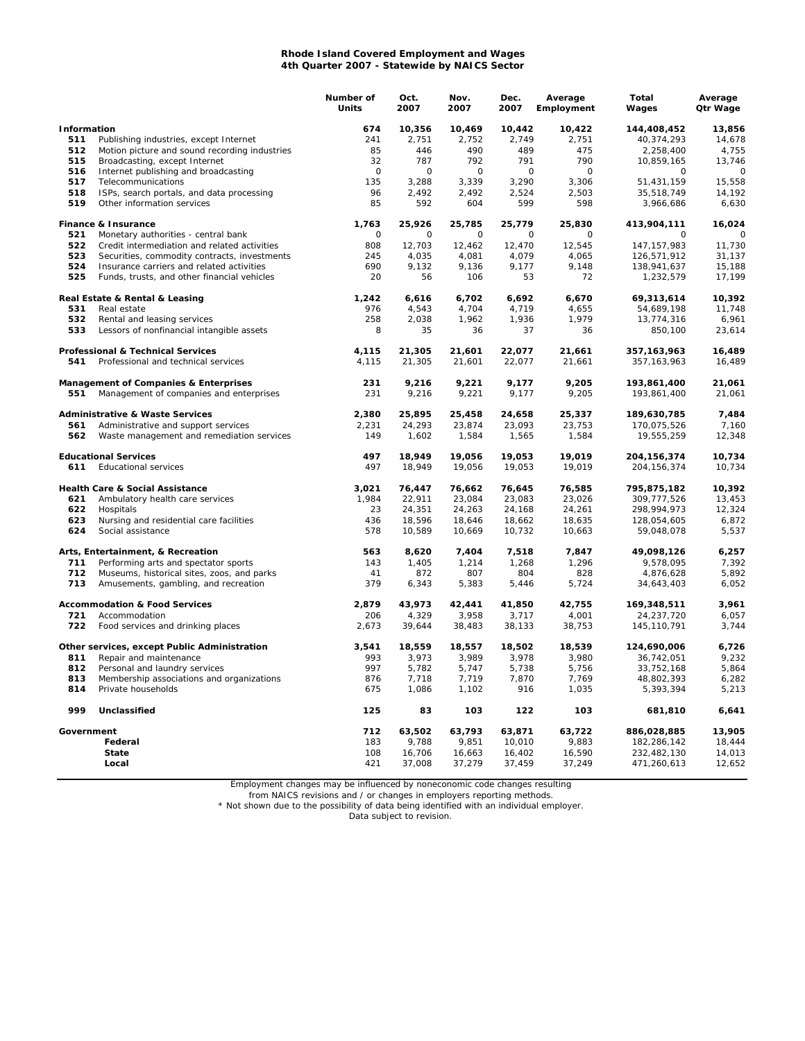# Rhode Island Covered Employment and Wages
## 4th Quarter 2007 - Statewide by NAICS Sector

| | | Number of Units | Oct. 2007 | Nov. 2007 | Dec. 2007 | Average Employment | Total Wages | Average Qtr Wage |
|---|---|---|---|---|---|---|---|---|
| **Information** | | **674** | **10,356** | **10,469** | **10,442** | **10,422** | **144,408,452** | **13,856** |
| **511** | Publishing industries, except Internet | 241 | 2,751 | 2,752 | 2,749 | 2,751 | 40,374,293 | 14,678 |
| **512** | Motion picture and sound recording industries | 85 | 446 | 490 | 489 | 475 | 2,258,400 | 4,755 |
| **515** | Broadcasting, except Internet | 32 | 787 | 792 | 791 | 790 | 10,859,165 | 13,746 |
| **516** | Internet publishing and broadcasting | 0 | 0 | 0 | 0 | 0 | 0 | 0 |
| **517** | Telecommunications | 135 | 3,288 | 3,339 | 3,290 | 3,306 | 51,431,159 | 15,558 |
| **518** | ISPs, search portals, and data processing | 96 | 2,492 | 2,492 | 2,524 | 2,503 | 35,518,749 | 14,192 |
| **519** | Other information services | 85 | 592 | 604 | 599 | 598 | 3,966,686 | 6,630 |
| **Finance & Insurance** | | **1,763** | **25,926** | **25,785** | **25,779** | **25,830** | **413,904,111** | **16,024** |
| **521** | Monetary authorities - central bank | 0 | 0 | 0 | 0 | 0 | 0 | 0 |
| **522** | Credit intermediation and related activities | 808 | 12,703 | 12,462 | 12,470 | 12,545 | 147,157,983 | 11,730 |
| **523** | Securities, commodity contracts, investments | 245 | 4,035 | 4,081 | 4,079 | 4,065 | 126,571,912 | 31,137 |
| **524** | Insurance carriers and related activities | 690 | 9,132 | 9,136 | 9,177 | 9,148 | 138,941,637 | 15,188 |
| **525** | Funds, trusts, and other financial vehicles | 20 | 56 | 106 | 53 | 72 | 1,232,579 | 17,199 |
| **Real Estate & Rental & Leasing** | | **1,242** | **6,616** | **6,702** | **6,692** | **6,670** | **69,313,614** | **10,392** |
| **531** | Real estate | 976 | 4,543 | 4,704 | 4,719 | 4,655 | 54,689,198 | 11,748 |
| **532** | Rental and leasing services | 258 | 2,038 | 1,962 | 1,936 | 1,979 | 13,774,316 | 6,961 |
| **533** | Lessors of nonfinancial intangible assets | 8 | 35 | 36 | 37 | 36 | 850,100 | 23,614 |
| **Professional & Technical Services** | | **4,115** | **21,305** | **21,601** | **22,077** | **21,661** | **357,163,963** | **16,489** |
| **541** | Professional and technical services | 4,115 | 21,305 | 21,601 | 22,077 | 21,661 | 357,163,963 | 16,489 |
| **Management of Companies & Enterprises** | | **231** | **9,216** | **9,221** | **9,177** | **9,205** | **193,861,400** | **21,061** |
| **551** | Management of companies and enterprises | 231 | 9,216 | 9,221 | 9,177 | 9,205 | 193,861,400 | 21,061 |
| **Administrative & Waste Services** | | **2,380** | **25,895** | **25,458** | **24,658** | **25,337** | **189,630,785** | **7,484** |
| **561** | Administrative and support services | 2,231 | 24,293 | 23,874 | 23,093 | 23,753 | 170,075,526 | 7,160 |
| **562** | Waste management and remediation services | 149 | 1,602 | 1,584 | 1,565 | 1,584 | 19,555,259 | 12,348 |
| **Educational Services** | | **497** | **18,949** | **19,056** | **19,053** | **19,019** | **204,156,374** | **10,734** |
| **611** | Educational services | 497 | 18,949 | 19,056 | 19,053 | 19,019 | 204,156,374 | 10,734 |
| **Health Care & Social Assistance** | | **3,021** | **76,447** | **76,662** | **76,645** | **76,585** | **795,875,182** | **10,392** |
| **621** | Ambulatory health care services | 1,984 | 22,911 | 23,084 | 23,083 | 23,026 | 309,777,526 | 13,453 |
| **622** | Hospitals | 23 | 24,351 | 24,263 | 24,168 | 24,261 | 298,994,973 | 12,324 |
| **623** | Nursing and residential care facilities | 436 | 18,596 | 18,646 | 18,662 | 18,635 | 128,054,605 | 6,872 |
| **624** | Social assistance | 578 | 10,589 | 10,669 | 10,732 | 10,663 | 59,048,078 | 5,537 |
| **Arts, Entertainment, & Recreation** | | **563** | **8,620** | **7,404** | **7,518** | **7,847** | **49,098,126** | **6,257** |
| **711** | Performing arts and spectator sports | 143 | 1,405 | 1,214 | 1,268 | 1,296 | 9,578,095 | 7,392 |
| **712** | Museums, historical sites, zoos, and parks | 41 | 872 | 807 | 804 | 828 | 4,876,628 | 5,892 |
| **713** | Amusements, gambling, and recreation | 379 | 6,343 | 5,383 | 5,446 | 5,724 | 34,643,403 | 6,052 |
| **Accommodation & Food Services** | | **2,879** | **43,973** | **42,441** | **41,850** | **42,755** | **169,348,511** | **3,961** |
| **721** | Accommodation | 206 | 4,329 | 3,958 | 3,717 | 4,001 | 24,237,720 | 6,057 |
| **722** | Food services and drinking places | 2,673 | 39,644 | 38,483 | 38,133 | 38,753 | 145,110,791 | 3,744 |
| **Other services, except Public Administration** | | **3,541** | **18,559** | **18,557** | **18,502** | **18,539** | **124,690,006** | **6,726** |
| **811** | Repair and maintenance | 993 | 3,973 | 3,989 | 3,978 | 3,980 | 36,742,051 | 9,232 |
| **812** | Personal and laundry services | 997 | 5,782 | 5,747 | 5,738 | 5,756 | 33,752,168 | 5,864 |
| **813** | Membership associations and organizations | 876 | 7,718 | 7,719 | 7,870 | 7,769 | 48,802,393 | 6,282 |
| **814** | Private households | 675 | 1,086 | 1,102 | 916 | 1,035 | 5,393,394 | 5,213 |
| **999** | **Unclassified** | **125** | **83** | **103** | **122** | **103** | **681,810** | **6,641** |
| **Government** | | **712** | **63,502** | **63,793** | **63,871** | **63,722** | **886,028,885** | **13,905** |
| | **Federal** | 183 | 9,788 | 9,851 | 10,010 | 9,883 | 182,286,142 | 18,444 |
| | **State** | 108 | 16,706 | 16,663 | 16,402 | 16,590 | 232,482,130 | 14,013 |
| | **Local** | 421 | 37,008 | 37,279 | 37,459 | 37,249 | 471,260,613 | 12,652 |

Employment changes may be influenced by noneconomic code changes resulting from NAICS revisions and / or changes in employers reporting methods.

* Not shown due to the possibility of data being identified with an individual employer.

Data subject to revision.